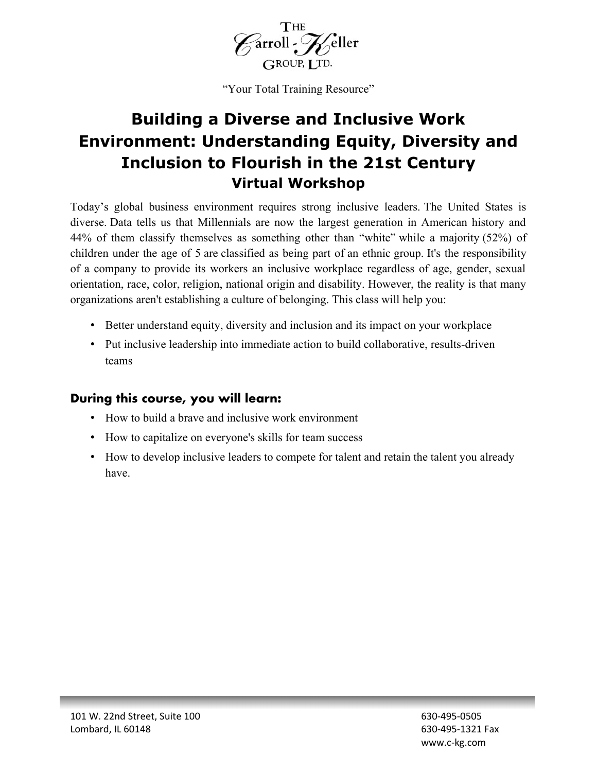THE
Carroll-Keller
GROUP, LTD.

"Your Total Training Resource"

# Building a Diverse and Inclusive Work Environment: Understanding Equity, Diversity and Inclusion to Flourish in the 21st Century

## Virtual Workshop

Today's global business environment requires strong inclusive leaders. The United States is diverse. Data tells us that Millennials are now the largest generation in American history and 44% of them classify themselves as something other than "white" while a majority (52%) of children under the age of 5 are classified as being part of an ethnic group. It's the responsibility of a company to provide its workers an inclusive workplace regardless of age, gender, sexual orientation, race, color, religion, national origin and disability. However, the reality is that many organizations aren't establishing a culture of belonging. This class will help you:

- Better understand equity, diversity and inclusion and its impact on your workplace
- Put inclusive leadership into immediate action to build collaborative, results-driven teams

### During this course, you will learn:

- How to build a brave and inclusive work environment
- How to capitalize on everyone's skills for team success
- How to develop inclusive leaders to compete for talent and retain the talent you already have.

101 W. 22nd Street, Suite 100
Lombard, IL 60148

630-495-0505
630-495-1321 Fax
www.c-kg.com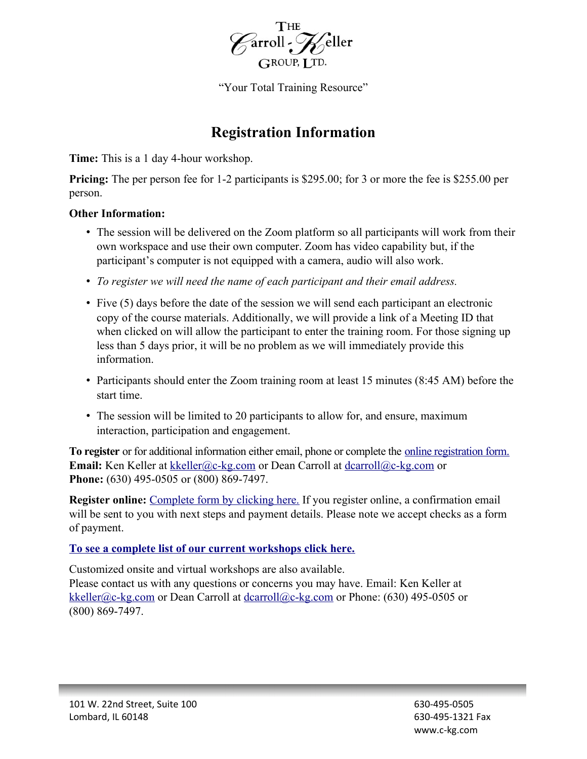THE
Carroll - Keller
GROUP, LTD.

"Your Total Training Resource"

## Registration Information

**Time:** This is a 1 day 4-hour workshop.

**Pricing:** The per person fee for 1-2 participants is $295.00; for 3 or more the fee is $255.00 per person.

**Other Information:**

- The session will be delivered on the Zoom platform so all participants will work from their own workspace and use their own computer. Zoom has video capability but, if the participant's computer is not equipped with a camera, audio will also work.
- *To register we will need the name of each participant and their email address.*
- Five (5) days before the date of the session we will send each participant an electronic copy of the course materials. Additionally, we will provide a link of a Meeting ID that when clicked on will allow the participant to enter the training room. For those signing up less than 5 days prior, it will be no problem as we will immediately provide this information.
- Participants should enter the Zoom training room at least 15 minutes (8:45 AM) before the start time.
- The session will be limited to 20 participants to allow for, and ensure, maximum interaction, participation and engagement.

**To register** or for additional information either email, phone or complete the online registration form.
**Email:** Ken Keller at kkeller@c-kg.com or Dean Carroll at dcarroll@c-kg.com or
**Phone:** (630) 495-0505 or (800) 869-7497.

**Register online:** Complete form by clicking here. If you register online, a confirmation email will be sent to you with next steps and payment details. Please note we accept checks as a form of payment.

**To see a complete list of our current workshops click here.**

Customized onsite and virtual workshops are also available.
Please contact us with any questions or concerns you may have. Email: Ken Keller at kkeller@c-kg.com or Dean Carroll at dcarroll@c-kg.com or Phone: (630) 495-0505 or (800) 869-7497.

101 W. 22nd Street, Suite 100
Lombard, IL 60148

630-495-0505
630-495-1321 Fax
www.c-kg.com